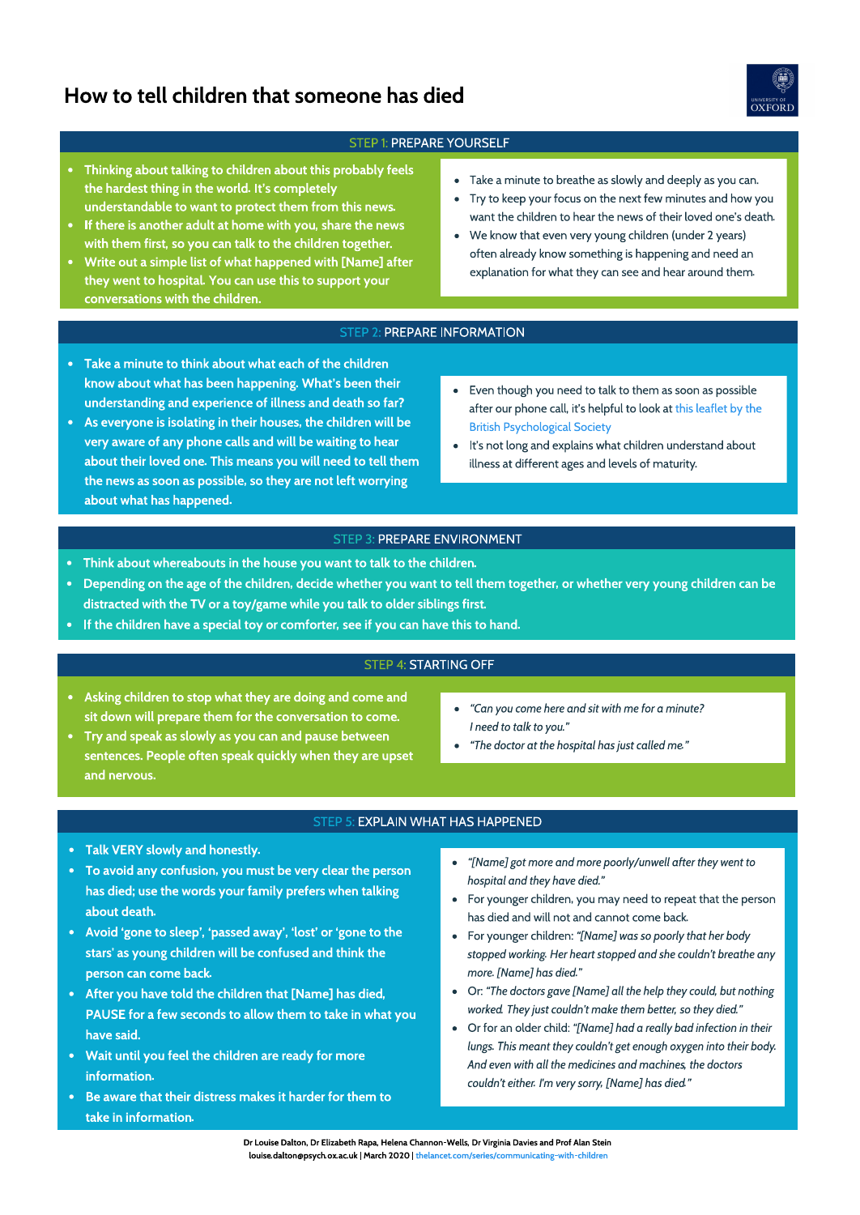# How to tell children that someone has died

## STEP 1: PREPARE YOURSELF

- Thinking about talking to children about this probably feels the hardest thing in the world. It's completely understandable to want to protect them from this news.
- If there is another adult at home with you, share the news with them first, so you can talk to the children together.
- Write out a simple list of what happened with [Name] after they went to hospital. You can use this to support your conversations with the children.

- Take a minute to breathe as slowly and deeply as you can.
- Try to keep your focus on the next few minutes and how you want the children to hear the news of their loved one's death.
- We know that even very young children (under 2 years) often already know something is happening and need an explanation for what they can see and hear around them.

## STEP 2: PREPARE INFORMATION

- Take a minute to think about what each of the children know about what has been happening. What's been their understanding and experience of illness and death so far?
- As everyone is isolating in their houses, the children will be very aware of any phone calls and will be waiting to hear about their loved one. This means you will need to tell them the news as soon as possible, so they are not left worrying about what has happened.

- Even though you need to talk to them as soon as possible after our phone call, it's helpful to look at this leaflet by the British Psychological Society
- It's not long and explains what children understand about illness at different ages and levels of maturity.

## STEP 3: PREPARE ENVIRONMENT

- Think about whereabouts in the house you want to talk to the children.
- Depending on the age of the children, decide whether you want to tell them together, or whether very young children can be distracted with the TV or a toy/game while you talk to older siblings first.
- If the children have a special toy or comforter, see if you can have this to hand.

## STEP 4: STARTING OFF

- Asking children to stop what they are doing and come and sit down will prepare them for the conversation to come.
- Try and speak as slowly as you can and pause between sentences. People often speak quickly when they are upset and nervous.

- *"Can you come here and sit with me for a minute? I need to talk to you."*
- *"The doctor at the hospital has just called me."*

## STEP 5: EXPLAIN WHAT HAS HAPPENED

- Talk VERY slowly and honestly.
- To avoid any confusion, you must be very clear the person has died; use the words your family prefers when talking about death.
- Avoid 'gone to sleep', 'passed away', 'lost' or 'gone to the stars' as young children will be confused and think the person can come back.
- After you have told the children that [Name] has died, PAUSE for a few seconds to allow them to take in what you have said.
- Wait until you feel the children are ready for more information.
- Be aware that their distress makes it harder for them to take in information.

- *"[Name] got more and more poorly/unwell after they went to hospital and they have died."*
- For younger children, you may need to repeat that the person has died and will not and cannot come back.
- For younger children: *"[Name] was so poorly that her body stopped working. Her heart stopped and she couldn't breathe any more. [Name] has died."*
- Or: *"The doctors gave [Name] all the help they could, but nothing worked. They just couldn't make them better, so they died."*
- Or for an older child: *"[Name] had a really bad infection in their lungs. This meant they couldn't get enough oxygen into their body. And even with all the medicines and machines, the doctors couldn't either. I'm very sorry, [Name] has died."*

Dr Louise Dalton, Dr Elizabeth Rapa, Helena Channon-Wells, Dr Virginia Davies and Prof Alan Stein
louise.dalton@psych.ox.ac.uk | March 2020 | thelancet.com/series/communicating-with-children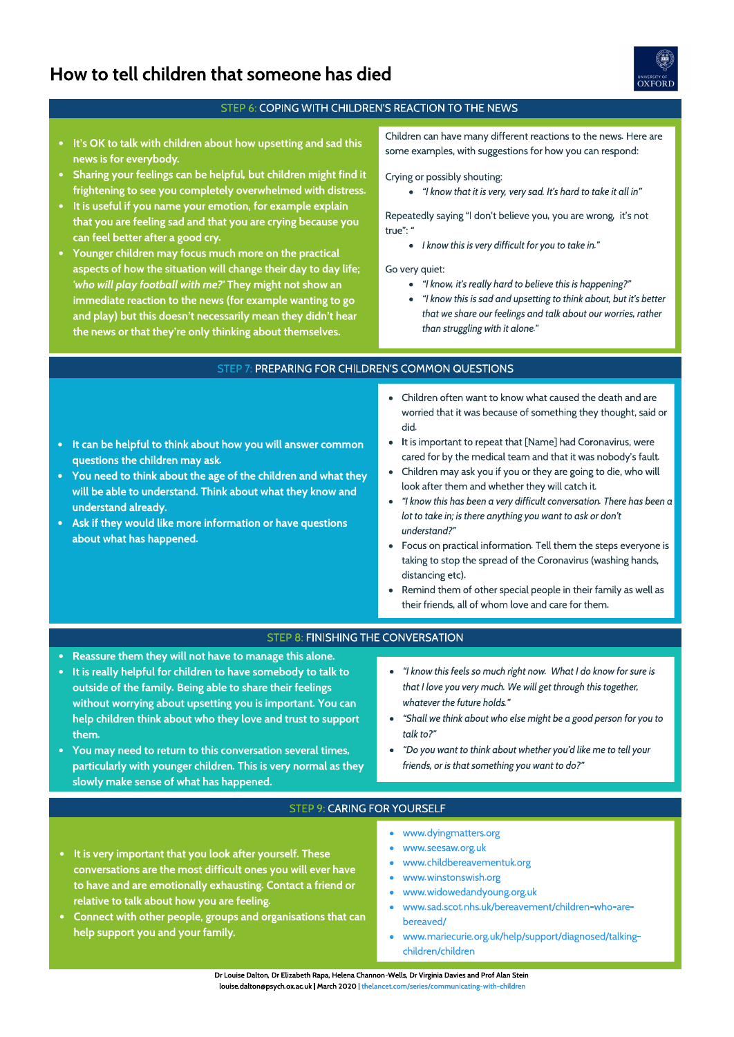# How to tell children that someone has died

## STEP 6: COPING WITH CHILDREN'S REACTION TO THE NEWS

- It's OK to talk with children about how upsetting and sad this news is for everybody.
- Sharing your feelings can be helpful, but children might find it frightening to see you completely overwhelmed with distress.
- It is useful if you name your emotion, for example explain that you are feeling sad and that you are crying because you can feel better after a good cry.
- Younger children may focus much more on the practical aspects of how the situation will change their day to day life; *'who will play football with me?'* They might not show an immediate reaction to the news (for example wanting to go and play) but this doesn't necessarily mean they didn't hear the news or that they're only thinking about themselves.

Children can have many different reactions to the news. Here are some examples, with suggestions for how you can respond:

Crying or possibly shouting:

- *"I know that it is very, very sad. It's hard to take it all in"*

Repeatedly saying "I don't believe you, you are wrong, it's not true": "

- *I know this is very difficult for you to take in."*

Go very quiet:

- *"I know, it's really hard to believe this is happening?"*
- *"I know this is sad and upsetting to think about, but it's better that we share our feelings and talk about our worries, rather than struggling with it alone."*

## STEP 7: PREPARING FOR CHILDREN'S COMMON QUESTIONS

- It can be helpful to think about how you will answer common questions the children may ask.
- You need to think about the age of the children and what they will be able to understand. Think about what they know and understand already.
- Ask if they would like more information or have questions about what has happened.

- Children often want to know what caused the death and are worried that it was because of something they thought, said or did.
- It is important to repeat that [Name] had Coronavirus, were cared for by the medical team and that it was nobody's fault.
- Children may ask you if you or they are going to die, who will look after them and whether they will catch it.
- *"I know this has been a very difficult conversation. There has been a lot to take in; is there anything you want to ask or don't understand?"*
- Focus on practical information. Tell them the steps everyone is taking to stop the spread of the Coronavirus (washing hands, distancing etc).
- Remind them of other special people in their family as well as their friends, all of whom love and care for them.

## STEP 8: FINISHING THE CONVERSATION

- Reassure them they will not have to manage this alone.
- It is really helpful for children to have somebody to talk to outside of the family. Being able to share their feelings without worrying about upsetting you is important. You can help children think about who they love and trust to support them.
- You may need to return to this conversation several times, particularly with younger children. This is very normal as they slowly make sense of what has happened.

- *"I know this feels so much right now. What I do know for sure is that I love you very much. We will get through this together, whatever the future holds."*
- *"Shall we think about who else might be a good person for you to talk to?"*
- *"Do you want to think about whether you'd like me to tell your friends, or is that something you want to do?"*

## STEP 9: CARING FOR YOURSELF

- It is very important that you look after yourself. These conversations are the most difficult ones you will ever have to have and are emotionally exhausting. Contact a friend or relative to talk about how you are feeling.
- Connect with other people, groups and organisations that can help support you and your family.

- www.dyingmatters.org
- www.seesaw.org.uk
- www.childbereavementuk.org
- www.winstonswish.org
- www.widowedandyoung.org.uk
- www.sad.scot.nhs.uk/bereavement/children-who-are-bereaved/
- www.mariecurie.org.uk/help/support/diagnosed/talking-children/children

Dr Louise Dalton, Dr Elizabeth Rapa, Helena Channon-Wells, Dr Virginia Davies and Prof Alan Stein
louise.dalton@psych.ox.ac.uk | March 2020 | thelancet.com/series/communicating-with-children